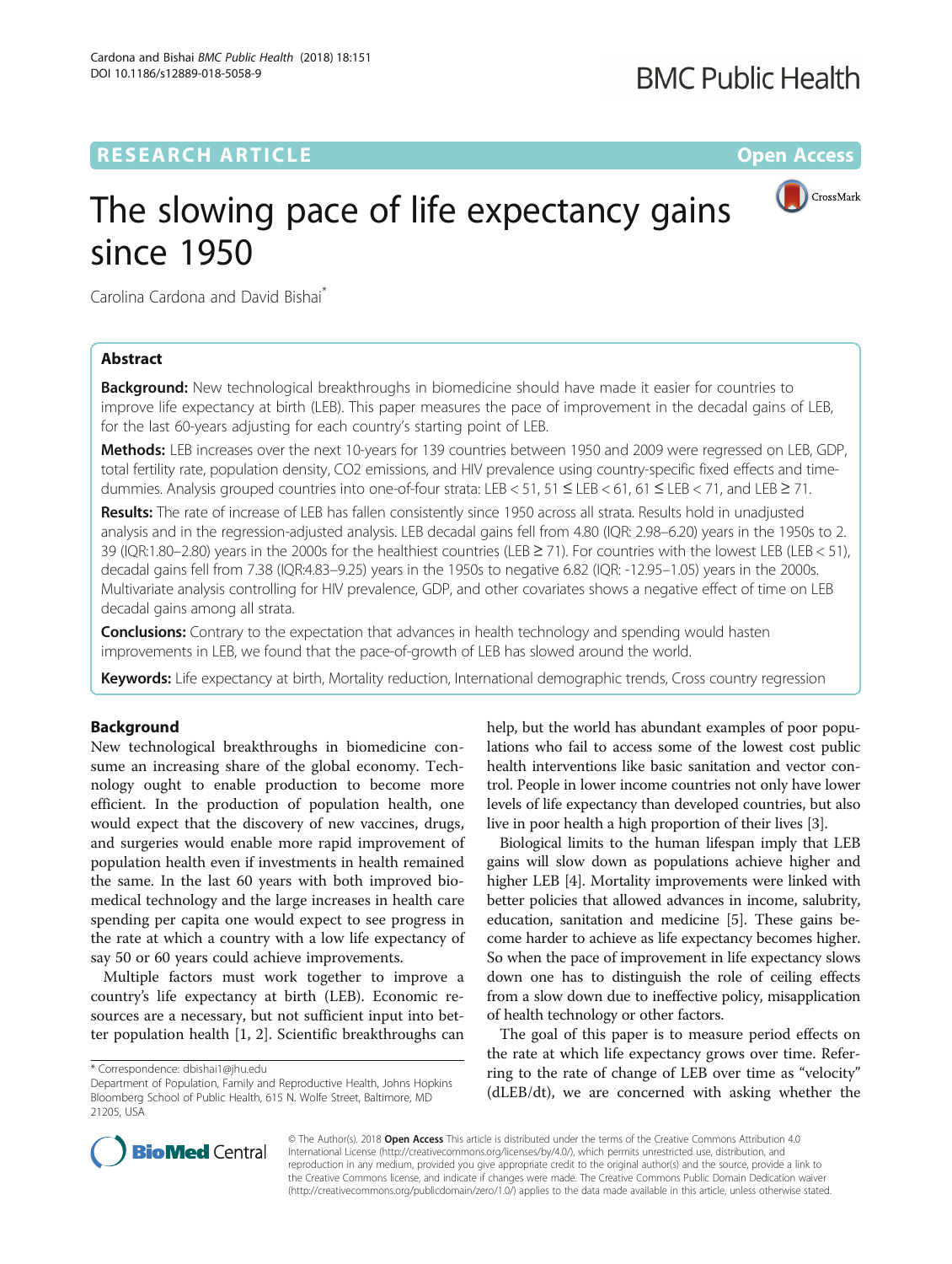**RESEARCH ARTICLE** **Open Access**

# The slowing pace of life expectancy gains since 1950

Carolina Cardona and David Bishai*

## Abstract

**Background:** New technological breakthroughs in biomedicine should have made it easier for countries to improve life expectancy at birth (LEB). This paper measures the pace of improvement in the decadal gains of LEB, for the last 60-years adjusting for each country's starting point of LEB.

**Methods:** LEB increases over the next 10-years for 139 countries between 1950 and 2009 were regressed on LEB, GDP, total fertility rate, population density, $CO_2$ emissions, and HIV prevalence using country-specific fixed effects and time-dummies. Analysis grouped countries into one-of-four strata: LEB < 51, 51 ≤ LEB < 61, 61 ≤ LEB < 71, and LEB ≥ 71.

**Results:** The rate of increase of LEB has fallen consistently since 1950 across all strata. Results hold in unadjusted analysis and in the regression-adjusted analysis. LEB decadal gains fell from 4.80 (IQR: 2.98–6.20) years in the 1950s to 2.39 (IQR:1.80–2.80) years in the 2000s for the healthiest countries (LEB ≥ 71). For countries with the lowest LEB (LEB < 51), decadal gains fell from 7.38 (IQR:4.83–9.25) years in the 1950s to negative 6.82 (IQR: -12.95–1.05) years in the 2000s. Multivariate analysis controlling for HIV prevalence, GDP, and other covariates shows a negative effect of time on LEB decadal gains among all strata.

**Conclusions:** Contrary to the expectation that advances in health technology and spending would hasten improvements in LEB, we found that the pace-of-growth of LEB has slowed around the world.

**Keywords:** Life expectancy at birth, Mortality reduction, International demographic trends, Cross country regression

## Background

New technological breakthroughs in biomedicine consume an increasing share of the global economy. Technology ought to enable production to become more efficient. In the production of population health, one would expect that the discovery of new vaccines, drugs, and surgeries would enable more rapid improvement of population health even if investments in health remained the same. In the last 60 years with both improved biomedical technology and the large increases in health care spending per capita one would expect to see progress in the rate at which a country with a low life expectancy of say 50 or 60 years could achieve improvements.

Multiple factors must work together to improve a country's life expectancy at birth (LEB). Economic resources are a necessary, but not sufficient input into better population health [1, 2]. Scientific breakthroughs can help, but the world has abundant examples of poor populations who fail to access some of the lowest cost public health interventions like basic sanitation and vector control. People in lower income countries not only have lower levels of life expectancy than developed countries, but also live in poor health a high proportion of their lives [3].

Biological limits to the human lifespan imply that LEB gains will slow down as populations achieve higher and higher LEB [4]. Mortality improvements were linked with better policies that allowed advances in income, salubrity, education, sanitation and medicine [5]. These gains become harder to achieve as life expectancy becomes higher. So when the pace of improvement in life expectancy slows down one has to distinguish the role of ceiling effects from a slow down due to ineffective policy, misapplication of health technology or other factors.

The goal of this paper is to measure period effects on the rate at which life expectancy grows over time. Referring to the rate of change of LEB over time as "velocity" (dLEB/dt), we are concerned with asking whether the

* Correspondence: dbishai1@jhu.edu
Department of Population, Family and Reproductive Health, Johns Hopkins Bloomberg School of Public Health, 615 N. Wolfe Street, Baltimore, MD 21205, USA

© The Author(s). 2018 **Open Access** This article is distributed under the terms of the Creative Commons Attribution 4.0 International License (http://creativecommons.org/licenses/by/4.0/), which permits unrestricted use, distribution, and reproduction in any medium, provided you give appropriate credit to the original author(s) and the source, provide a link to the Creative Commons license, and indicate if changes were made. The Creative Commons Public Domain Dedication waiver (http://creativecommons.org/publicdomain/zero/1.0/) applies to the data made available in this article, unless otherwise stated.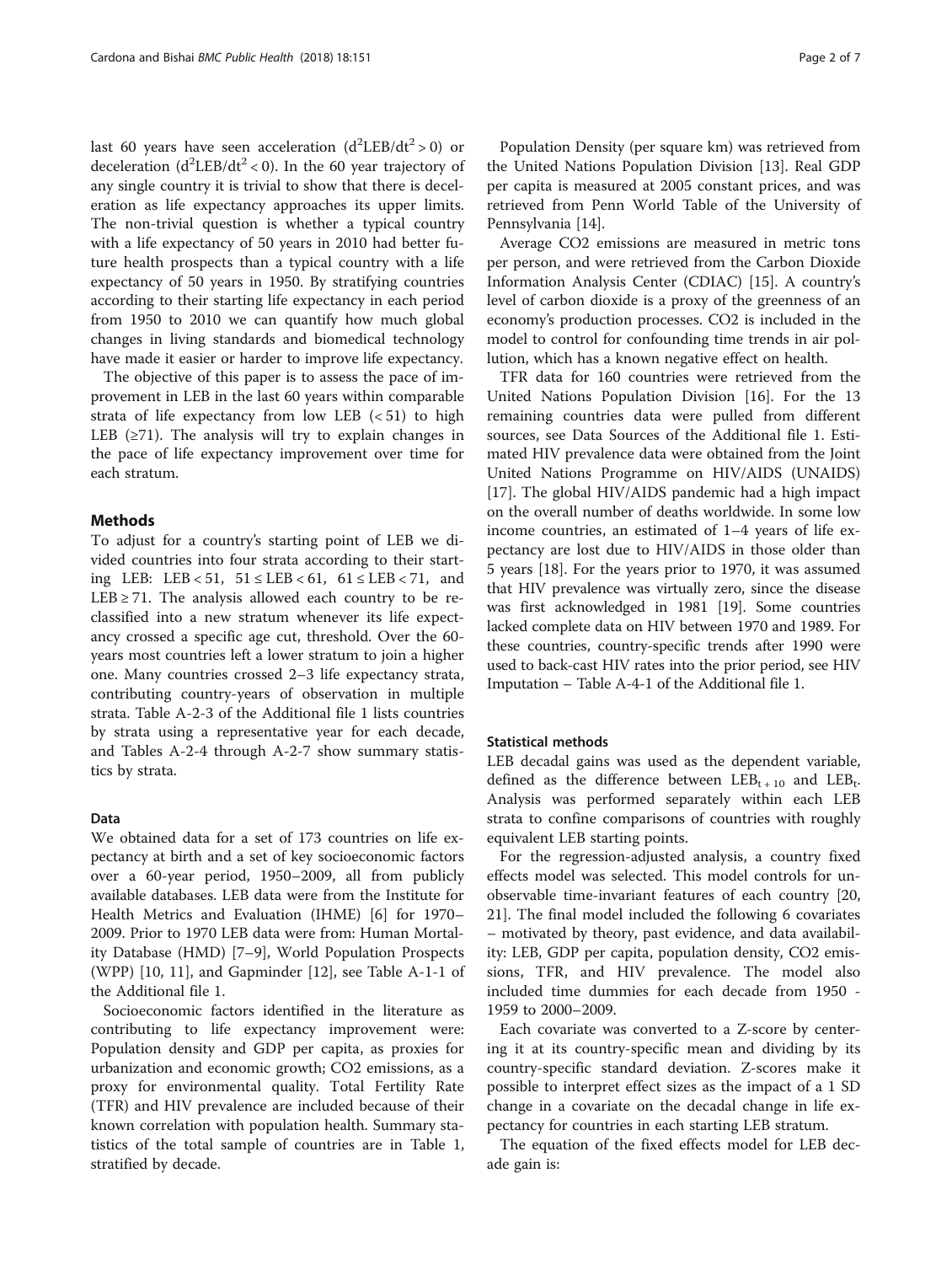last 60 years have seen acceleration ($d^2LEB/dt^2 > 0$) or deceleration ($d^2LEB/dt^2 < 0$). In the 60 year trajectory of any single country it is trivial to show that there is deceleration as life expectancy approaches its upper limits. The non-trivial question is whether a typical country with a life expectancy of 50 years in 2010 had better future health prospects than a typical country with a life expectancy of 50 years in 1950. By stratifying countries according to their starting life expectancy in each period from 1950 to 2010 we can quantify how much global changes in living standards and biomedical technology have made it easier or harder to improve life expectancy.

The objective of this paper is to assess the pace of improvement in LEB in the last 60 years within comparable strata of life expectancy from low LEB (< 51) to high LEB (≥71). The analysis will try to explain changes in the pace of life expectancy improvement over time for each stratum.

## Methods

To adjust for a country's starting point of LEB we divided countries into four strata according to their starting LEB: $LEB < 51$, $51 \le LEB < 61$, $61 \le LEB < 71$, and $LEB \ge 71$. The analysis allowed each country to be reclassified into a new stratum whenever its life expectancy crossed a specific age cut, threshold. Over the 60-years most countries left a lower stratum to join a higher one. Many countries crossed 2–3 life expectancy strata, contributing country-years of observation in multiple strata. Table A-2-3 of the Additional file 1 lists countries by strata using a representative year for each decade, and Tables A-2-4 through A-2-7 show summary statistics by strata.

### Data

We obtained data for a set of 173 countries on life expectancy at birth and a set of key socioeconomic factors over a 60-year period, 1950–2009, all from publicly available databases. LEB data were from the Institute for Health Metrics and Evaluation (IHME) [6] for 1970–2009. Prior to 1970 LEB data were from: Human Mortality Database (HMD) [7–9], World Population Prospects (WPP) [10, 11], and Gapminder [12], see Table A-1-1 of the Additional file 1.

Socioeconomic factors identified in the literature as contributing to life expectancy improvement were: Population density and GDP per capita, as proxies for urbanization and economic growth; $CO_2$ emissions, as a proxy for environmental quality. Total Fertility Rate (TFR) and HIV prevalence are included because of their known correlation with population health. Summary statistics of the total sample of countries are in Table 1, stratified by decade.

Population Density (per square km) was retrieved from the United Nations Population Division [13]. Real GDP per capita is measured at 2005 constant prices, and was retrieved from Penn World Table of the University of Pennsylvania [14].

Average $CO_2$ emissions are measured in metric tons per person, and were retrieved from the Carbon Dioxide Information Analysis Center (CDIAC) [15]. A country's level of carbon dioxide is a proxy of the greenness of an economy's production processes. $CO_2$ is included in the model to control for confounding time trends in air pollution, which has a known negative effect on health.

TFR data for 160 countries were retrieved from the United Nations Population Division [16]. For the 13 remaining countries data were pulled from different sources, see Data Sources of the Additional file 1. Estimated HIV prevalence data were obtained from the Joint United Nations Programme on HIV/AIDS (UNAIDS) [17]. The global HIV/AIDS pandemic had a high impact on the overall number of deaths worldwide. In some low income countries, an estimated of 1–4 years of life expectancy are lost due to HIV/AIDS in those older than 5 years [18]. For the years prior to 1970, it was assumed that HIV prevalence was virtually zero, since the disease was first acknowledged in 1981 [19]. Some countries lacked complete data on HIV between 1970 and 1989. For these countries, country-specific trends after 1990 were used to back-cast HIV rates into the prior period, see HIV Imputation – Table A-4-1 of the Additional file 1.

### Statistical methods

LEB decadal gains was used as the dependent variable, defined as the difference between $LEB_{t+10}$ and $LEB_t$. Analysis was performed separately within each LEB strata to confine comparisons of countries with roughly equivalent LEB starting points.

For the regression-adjusted analysis, a country fixed effects model was selected. This model controls for unobservable time-invariant features of each country [20, 21]. The final model included the following 6 covariates – motivated by theory, past evidence, and data availability: LEB, GDP per capita, population density, $CO_2$ emissions, TFR, and HIV prevalence. The model also included time dummies for each decade from 1950 - 1959 to 2000–2009.

Each covariate was converted to a Z-score by centering it at its country-specific mean and dividing by its country-specific standard deviation. Z-scores make it possible to interpret effect sizes as the impact of a 1 SD change in a covariate on the decadal change in life expectancy for countries in each starting LEB stratum.

The equation of the fixed effects model for LEB decade gain is: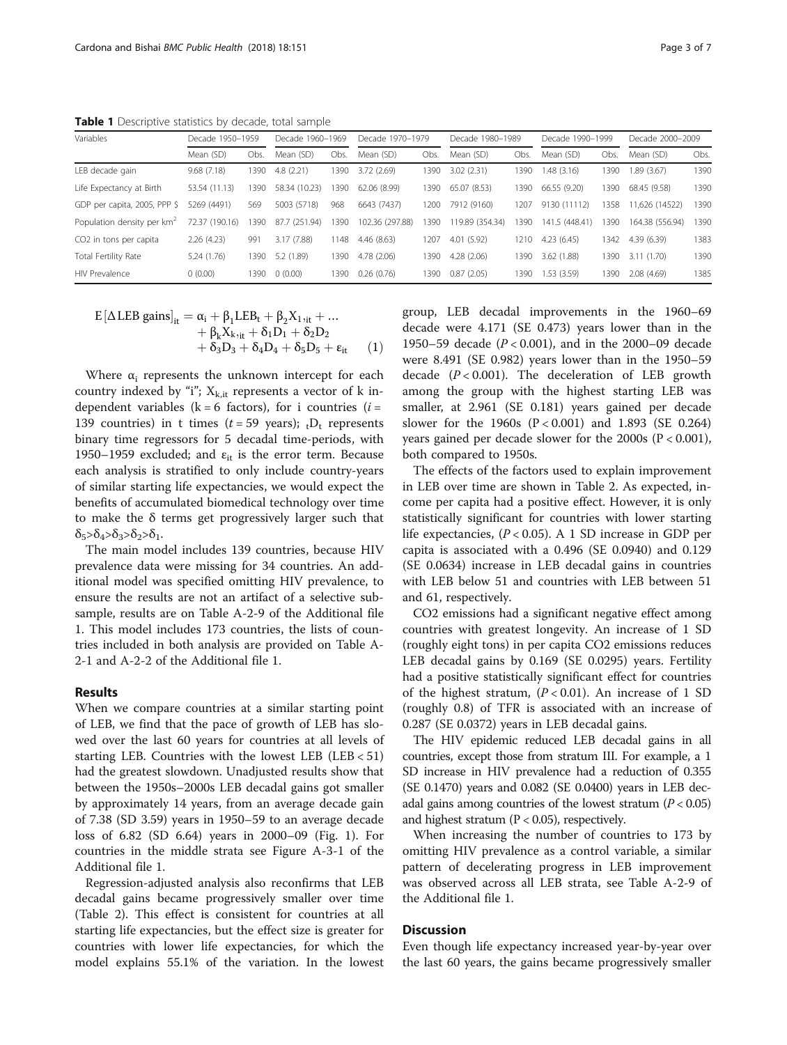**Table 1** Descriptive statistics by decade, total sample

| Variables | Decade 1950–1959 | | Decade 1960–1969 | | Decade 1970–1979 | | Decade 1980–1989 | | Decade 1990–1999 | | Decade 2000–2009 | |
|---|---|---|---|---|---|---|---|---|---|---|---|---|
| | Mean (SD) | Obs. | Mean (SD) | Obs. | Mean (SD) | Obs. | Mean (SD) | Obs. | Mean (SD) | Obs. | Mean (SD) | Obs. |
| LEB decade gain | 9.68 (7.18) | 1390 | 4.8 (2.21) | 1390 | 3.72 (2.69) | 1390 | 3.02 (2.31) | 1390 | 1.48 (3.16) | 1390 | 1.89 (3.67) | 1390 |
| Life Expectancy at Birth | 53.54 (11.13) | 1390 | 58.34 (10.23) | 1390 | 62.06 (8.99) | 1390 | 65.07 (8.53) | 1390 | 66.55 (9.20) | 1390 | 68.45 (9.58) | 1390 |
| GDP per capita, 2005, PPP $ | 5269 (4491) | 569 | 5003 (5718) | 968 | 6643 (7437) | 1200 | 7912 (9160) | 1207 | 9130 (11112) | 1358 | 11,626 (14522) | 1390 |
| Population density per km$^2$ | 72.37 (190.16) | 1390 | 87.7 (251.94) | 1390 | 102.36 (297.88) | 1390 | 119.89 (354.34) | 1390 | 141.5 (448.41) | 1390 | 164.38 (556.94) | 1390 |
| CO2 in tons per capita | 2.26 (4.23) | 991 | 3.17 (7.88) | 1148 | 4.46 (8.63) | 1207 | 4.01 (5.92) | 1210 | 4.23 (6.45) | 1342 | 4.39 (6.39) | 1383 |
| Total Fertility Rate | 5.24 (1.76) | 1390 | 5.2 (1.89) | 1390 | 4.78 (2.06) | 1390 | 4.28 (2.06) | 1390 | 3.62 (1.88) | 1390 | 3.11 (1.70) | 1390 |
| HIV Prevalence | 0 (0.00) | 1390 | 0 (0.00) | 1390 | 0.26 (0.76) | 1390 | 0.87 (2.05) | 1390 | 1.53 (3.59) | 1390 | 2.08 (4.69) | 1385 |

$$
\begin{aligned}
E[\Delta \text{LEB gains}]_{it} = \alpha_i + \beta_1 \text{LEB}_t + \beta_2 X_{1,it} + \ldots \\
+ \beta_k X_{k,it} + \delta_1 D_1 + \delta_2 D_2 \\
+ \delta_3 D_3 + \delta_4 D_4 + \delta_5 D_5 + \varepsilon_{it} \quad (1)
\end{aligned}
$$

Where $\alpha_i$ represents the unknown intercept for each country indexed by "i"; $X_{k,it}$ represents a vector of k independent variables (k = 6 factors), for i countries ($i$ = 139 countries) in t times ($t$ = 59 years); $_tD_t$ represents binary time regressors for 5 decadal time-periods, with 1950–1959 excluded; and $\varepsilon_{it}$ is the error term. Because each analysis is stratified to only include country-years of similar starting life expectancies, we would expect the benefits of accumulated biomedical technology over time to make the δ terms get progressively larger such that $\delta_5 > \delta_4 > \delta_3 > \delta_2 > \delta_1$.

The main model includes 139 countries, because HIV prevalence data were missing for 34 countries. An additional model was specified omitting HIV prevalence, to ensure the results are not an artifact of a selective subsample, results are on Table A-2-9 of the Additional file 1. This model includes 173 countries, the lists of countries included in both analysis are provided on Table A-2-1 and A-2-2 of the Additional file 1.

## Results

When we compare countries at a similar starting point of LEB, we find that the pace of growth of LEB has slowed over the last 60 years for countries at all levels of starting LEB. Countries with the lowest LEB (LEB < 51) had the greatest slowdown. Unadjusted results show that between the 1950s–2000s LEB decadal gains got smaller by approximately 14 years, from an average decade gain of 7.38 (SD 3.59) years in 1950–59 to an average decade loss of 6.82 (SD 6.64) years in 2000–09 (Fig. 1). For countries in the middle strata see Figure A-3-1 of the Additional file 1.

Regression-adjusted analysis also reconfirms that LEB decadal gains became progressively smaller over time (Table 2). This effect is consistent for countries at all starting life expectancies, but the effect size is greater for countries with lower life expectancies, for which the model explains 55.1% of the variation. In the lowest group, LEB decadal improvements in the 1960–69 decade were 4.171 (SE 0.473) years lower than in the 1950–59 decade ($P < 0.001$), and in the 2000–09 decade were 8.491 (SE 0.982) years lower than in the 1950–59 decade ($P < 0.001$). The deceleration of LEB growth among the group with the highest starting LEB was smaller, at 2.961 (SE 0.181) years gained per decade slower for the 1960s ($P < 0.001$) and 1.893 (SE 0.264) years gained per decade slower for the 2000s ($P < 0.001$), both compared to 1950s.

The effects of the factors used to explain improvement in LEB over time are shown in Table 2. As expected, income per capita had a positive effect. However, it is only statistically significant for countries with lower starting life expectancies, ($P < 0.05$). A 1 SD increase in GDP per capita is associated with a 0.496 (SE 0.0940) and 0.129 (SE 0.0634) increase in LEB decadal gains in countries with LEB below 51 and countries with LEB between 51 and 61, respectively.

CO2 emissions had a significant negative effect among countries with greatest longevity. An increase of 1 SD (roughly eight tons) in per capita CO2 emissions reduces LEB decadal gains by 0.169 (SE 0.0295) years. Fertility had a positive statistically significant effect for countries of the highest stratum, ($P < 0.01$). An increase of 1 SD (roughly 0.8) of TFR is associated with an increase of 0.287 (SE 0.0372) years in LEB decadal gains.

The HIV epidemic reduced LEB decadal gains in all countries, except those from stratum III. For example, a 1 SD increase in HIV prevalence had a reduction of 0.355 (SE 0.1470) years and 0.082 (SE 0.0400) years in LEB decadal gains among countries of the lowest stratum ($P < 0.05$) and highest stratum ($P < 0.05$), respectively.

When increasing the number of countries to 173 by omitting HIV prevalence as a control variable, a similar pattern of decelerating progress in LEB improvement was observed across all LEB strata, see Table A-2-9 of the Additional file 1.

## Discussion

Even though life expectancy increased year-by-year over the last 60 years, the gains became progressively smaller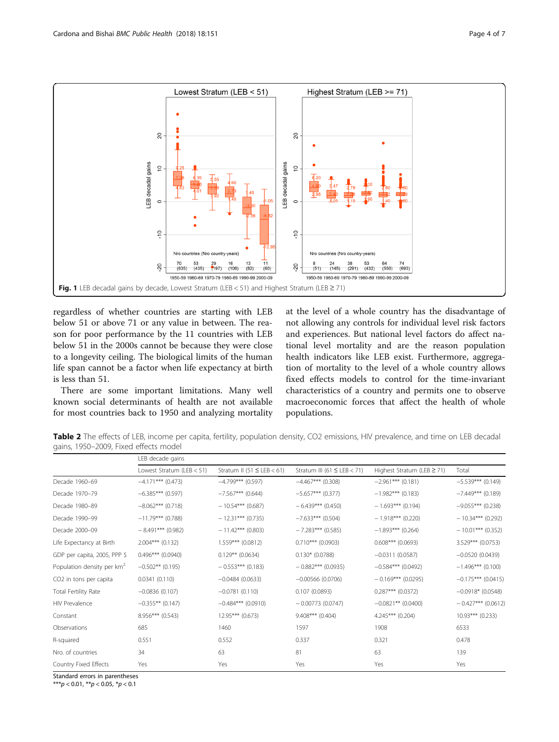Fig. 1 LEB decadal gains by decade, Lowest Stratum (LEB < 51) and Highest Stratum (LEB ≥ 71)

regardless of whether countries are starting with LEB below 51 or above 71 or any value in between. The reason for poor performance by the 11 countries with LEB below 51 in the 2000s cannot be because they were close to a longevity ceiling. The biological limits of the human life span cannot be a factor when life expectancy at birth is less than 51.

There are some important limitations. Many well known social determinants of health are not available for most countries back to 1950 and analyzing mortality at the level of a whole country has the disadvantage of not allowing any controls for individual level risk factors and experiences. But national level factors do affect national level mortality and are the reason population health indicators like LEB exist. Furthermore, aggregation of mortality to the level of a whole country allows fixed effects models to control for the time-invariant characteristics of a country and permits one to observe macroeconomic forces that affect the health of whole populations.

**Table 2** The effects of LEB, income per capita, fertility, population density, CO2 emissions, HIV prevalence, and time on LEB decadal gains, 1950–2009, Fixed effects model

| | LEB decade gains | | | | |
|---|---|---|---|---|---|
| | Lowest Stratum (LEB < 51) | Stratum II (51 ≤ LEB < 61) | Stratum III (61 ≤ LEB < 71) | Highest Stratum (LEB ≥ 71) | Total |
| Decade 1960–69 | −4.171*** (0.473) | −4.799*** (0.597) | −4.467*** (0.308) | −2.961*** (0.181) | −5.539*** (0.149) |
| Decade 1970–79 | −6.385*** (0.597) | −7.567*** (0.644) | −5.657*** (0.377) | −1.982*** (0.183) | −7.449*** (0.189) |
| Decade 1980–89 | −8.062*** (0.718) | −10.54*** (0.687) | −6.439*** (0.450) | −1.693*** (0.194) | −9.055*** (0.238) |
| Decade 1990–99 | −11.79*** (0.788) | −12.31*** (0.735) | −7.633*** (0.504) | −1.918*** (0.220) | −10.34*** (0.292) |
| Decade 2000–09 | −8.491*** (0.982) | −11.42*** (0.803) | −7.283*** (0.585) | −1.893*** (0.264) | −10.01*** (0.352) |
| Life Expectancy at Birth | 2.004*** (0.132) | 1.559*** (0.0812) | 0.710*** (0.0903) | 0.608*** (0.0693) | 3.529*** (0.0753) |
| GDP per capita, 2005, PPP $ | 0.496*** (0.0940) | 0.129** (0.0634) | 0.130* (0.0788) | −0.0311 (0.0587) | −0.0520 (0.0439) |
| Population density per km$^2$ | −0.502** (0.195) | −0.553*** (0.183) | −0.882*** (0.0935) | −0.584*** (0.0492) | −1.496*** (0.100) |
| CO2 in tons per capita | 0.0341 (0.110) | −0.0484 (0.0633) | −0.00566 (0.0706) | −0.169*** (0.0295) | −0.175*** (0.0415) |
| Total Fertility Rate | −0.0836 (0.107) | −0.0781 (0.110) | 0.107 (0.0893) | 0.287*** (0.0372) | −0.0918* (0.0548) |
| HIV Prevalence | −0.355** (0.147) | −0.484*** (0.0910) | −0.00773 (0.0747) | −0.0821** (0.0400) | −0.427*** (0.0612) |
| Constant | 8.956*** (0.543) | 12.95*** (0.673) | 9.408*** (0.404) | 4.245*** (0.204) | 10.93*** (0.233) |
| Observations | 685 | 1460 | 1597 | 1908 | 6533 |
| R-squared | 0.551 | 0.552 | 0.337 | 0.321 | 0.478 |
| Nro. of countries | 34 | 63 | 81 | 63 | 139 |
| Country Fixed Effects | Yes | Yes | Yes | Yes | Yes |

Standard errors in parentheses
***$p < 0.01$, **$p < 0.05$, *$p < 0.1$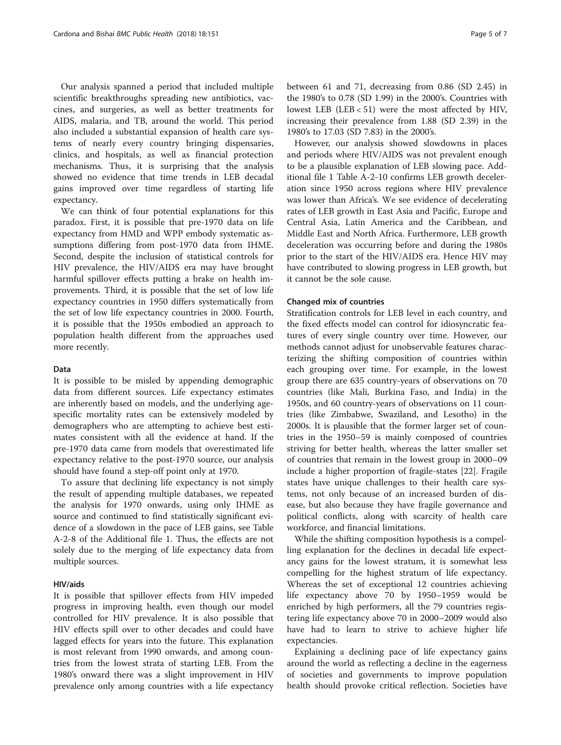Our analysis spanned a period that included multiple scientific breakthroughs spreading new antibiotics, vaccines, and surgeries, as well as better treatments for AIDS, malaria, and TB, around the world. This period also included a substantial expansion of health care systems of nearly every country bringing dispensaries, clinics, and hospitals, as well as financial protection mechanisms. Thus, it is surprising that the analysis showed no evidence that time trends in LEB decadal gains improved over time regardless of starting life expectancy.

We can think of four potential explanations for this paradox. First, it is possible that pre-1970 data on life expectancy from HMD and WPP embody systematic assumptions differing from post-1970 data from IHME. Second, despite the inclusion of statistical controls for HIV prevalence, the HIV/AIDS era may have brought harmful spillover effects putting a brake on health improvements. Third, it is possible that the set of low life expectancy countries in 1950 differs systematically from the set of low life expectancy countries in 2000. Fourth, it is possible that the 1950s embodied an approach to population health different from the approaches used more recently.

### Data

It is possible to be misled by appending demographic data from different sources. Life expectancy estimates are inherently based on models, and the underlying age-specific mortality rates can be extensively modeled by demographers who are attempting to achieve best estimates consistent with all the evidence at hand. If the pre-1970 data came from models that overestimated life expectancy relative to the post-1970 source, our analysis should have found a step-off point only at 1970.

To assure that declining life expectancy is not simply the result of appending multiple databases, we repeated the analysis for 1970 onwards, using only IHME as source and continued to find statistically significant evidence of a slowdown in the pace of LEB gains, see Table A-2-8 of the Additional file 1. Thus, the effects are not solely due to the merging of life expectancy data from multiple sources.

### HIV/aids

It is possible that spillover effects from HIV impeded progress in improving health, even though our model controlled for HIV prevalence. It is also possible that HIV effects spill over to other decades and could have lagged effects for years into the future. This explanation is most relevant from 1990 onwards, and among countries from the lowest strata of starting LEB. From the 1980's onward there was a slight improvement in HIV prevalence only among countries with a life expectancy between 61 and 71, decreasing from 0.86 (SD 2.45) in the 1980's to 0.78 (SD 1.99) in the 2000's. Countries with lowest LEB (LEB < 51) were the most affected by HIV, increasing their prevalence from 1.88 (SD 2.39) in the 1980's to 17.03 (SD 7.83) in the 2000's.

However, our analysis showed slowdowns in places and periods where HIV/AIDS was not prevalent enough to be a plausible explanation of LEB slowing pace. Additional file 1 Table A-2-10 confirms LEB growth deceleration since 1950 across regions where HIV prevalence was lower than Africa's. We see evidence of decelerating rates of LEB growth in East Asia and Pacific, Europe and Central Asia, Latin America and the Caribbean, and Middle East and North Africa. Furthermore, LEB growth deceleration was occurring before and during the 1980s prior to the start of the HIV/AIDS era. Hence HIV may have contributed to slowing progress in LEB growth, but it cannot be the sole cause.

### Changed mix of countries

Stratification controls for LEB level in each country, and the fixed effects model can control for idiosyncratic features of every single country over time. However, our methods cannot adjust for unobservable features characterizing the shifting composition of countries within each grouping over time. For example, in the lowest group there are 635 country-years of observations on 70 countries (like Mali, Burkina Faso, and India) in the 1950s, and 60 country-years of observations on 11 countries (like Zimbabwe, Swaziland, and Lesotho) in the 2000s. It is plausible that the former larger set of countries in the 1950–59 is mainly composed of countries striving for better health, whereas the latter smaller set of countries that remain in the lowest group in 2000–09 include a higher proportion of fragile-states [22]. Fragile states have unique challenges to their health care systems, not only because of an increased burden of disease, but also because they have fragile governance and political conflicts, along with scarcity of health care workforce, and financial limitations.

While the shifting composition hypothesis is a compelling explanation for the declines in decadal life expectancy gains for the lowest stratum, it is somewhat less compelling for the highest stratum of life expectancy. Whereas the set of exceptional 12 countries achieving life expectancy above 70 by 1950–1959 would be enriched by high performers, all the 79 countries registering life expectancy above 70 in 2000–2009 would also have had to learn to strive to achieve higher life expectancies.

Explaining a declining pace of life expectancy gains around the world as reflecting a decline in the eagerness of societies and governments to improve population health should provoke critical reflection. Societies have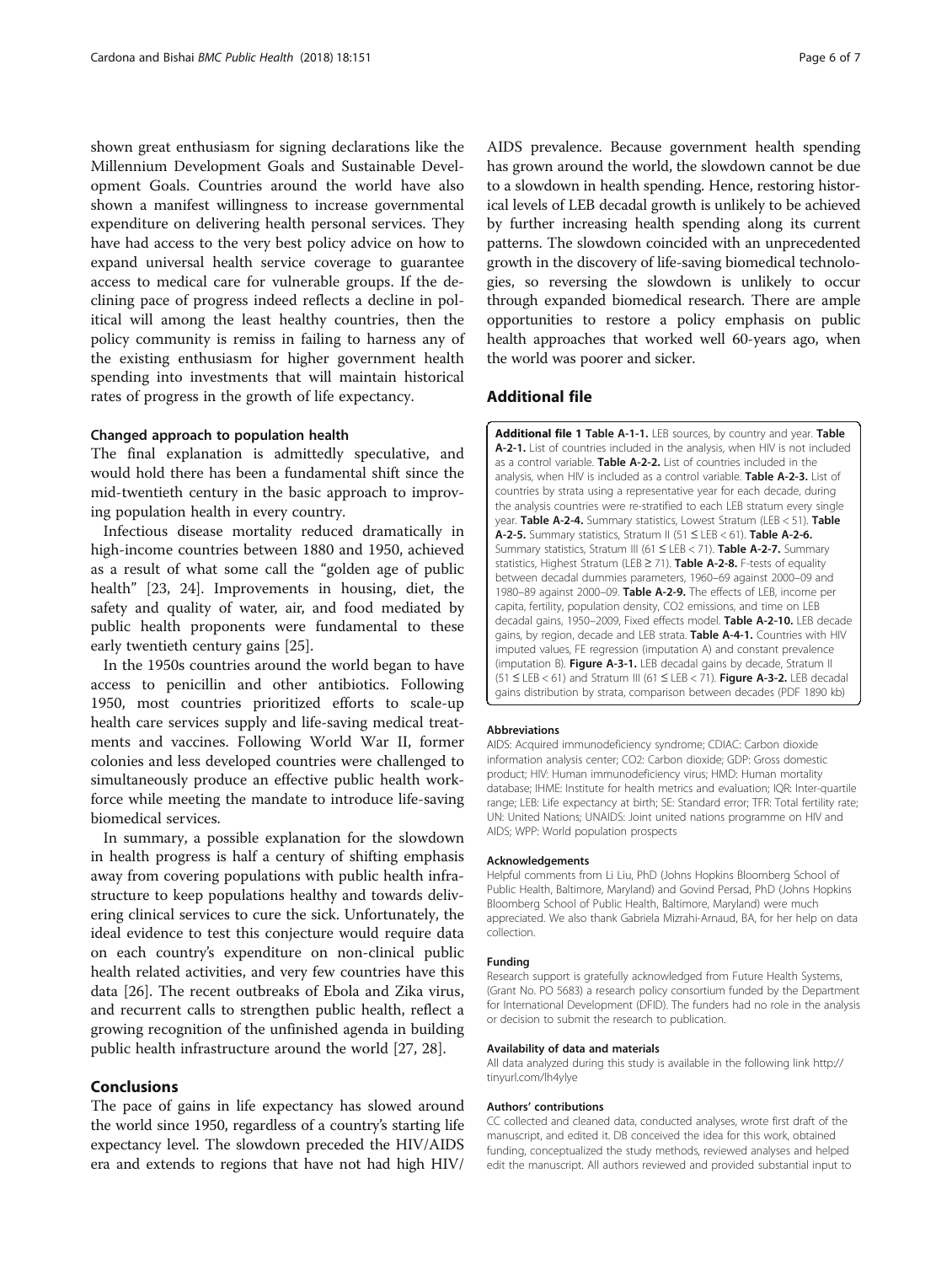shown great enthusiasm for signing declarations like the Millennium Development Goals and Sustainable Development Goals. Countries around the world have also shown a manifest willingness to increase governmental expenditure on delivering health personal services. They have had access to the very best policy advice on how to expand universal health service coverage to guarantee access to medical care for vulnerable groups. If the declining pace of progress indeed reflects a decline in political will among the least healthy countries, then the policy community is remiss in failing to harness any of the existing enthusiasm for higher government health spending into investments that will maintain historical rates of progress in the growth of life expectancy.

### Changed approach to population health

The final explanation is admittedly speculative, and would hold there has been a fundamental shift since the mid-twentieth century in the basic approach to improving population health in every country.

Infectious disease mortality reduced dramatically in high-income countries between 1880 and 1950, achieved as a result of what some call the "golden age of public health" [23, 24]. Improvements in housing, diet, the safety and quality of water, air, and food mediated by public health proponents were fundamental to these early twentieth century gains [25].

In the 1950s countries around the world began to have access to penicillin and other antibiotics. Following 1950, most countries prioritized efforts to scale-up health care services supply and life-saving medical treatments and vaccines. Following World War II, former colonies and less developed countries were challenged to simultaneously produce an effective public health workforce while meeting the mandate to introduce life-saving biomedical services.

In summary, a possible explanation for the slowdown in health progress is half a century of shifting emphasis away from covering populations with public health infrastructure to keep populations healthy and towards delivering clinical services to cure the sick. Unfortunately, the ideal evidence to test this conjecture would require data on each country's expenditure on non-clinical public health related activities, and very few countries have this data [26]. The recent outbreaks of Ebola and Zika virus, and recurrent calls to strengthen public health, reflect a growing recognition of the unfinished agenda in building public health infrastructure around the world [27, 28].

## Conclusions

The pace of gains in life expectancy has slowed around the world since 1950, regardless of a country's starting life expectancy level. The slowdown preceded the HIV/AIDS era and extends to regions that have not had high HIV/AIDS prevalence. Because government health spending has grown around the world, the slowdown cannot be due to a slowdown in health spending. Hence, restoring historical levels of LEB decadal growth is unlikely to be achieved by further increasing health spending along its current patterns. The slowdown coincided with an unprecedented growth in the discovery of life-saving biomedical technologies, so reversing the slowdown is unlikely to occur through expanded biomedical research. There are ample opportunities to restore a policy emphasis on public health approaches that worked well 60-years ago, when the world was poorer and sicker.

## Additional file

**Additional file 1 Table A-1-1.** LEB sources, by country and year. **Table A-2-1.** List of countries included in the analysis, when HIV is not included as a control variable. **Table A-2-2.** List of countries included in the analysis, when HIV is included as a control variable. **Table A-2-3.** List of countries by strata using a representative year for each decade, during the analysis countries were re-stratified to each LEB stratum every single year. **Table A-2-4.** Summary statistics, Lowest Stratum (LEB < 51). **Table A-2-5.** Summary statistics, Stratum II (51 ≤ LEB < 61). **Table A-2-6.** Summary statistics, Stratum III (61 ≤ LEB < 71). **Table A-2-7.** Summary statistics, Highest Stratum (LEB ≥ 71). **Table A-2-8.** F-tests of equality between decadal dummies parameters, 1960–69 against 2000–09 and 1980–89 against 2000–09. **Table A-2-9.** The effects of LEB, income per capita, fertility, population density, CO2 emissions, and time on LEB decadal gains, 1950–2009, Fixed effects model. **Table A-2-10.** LEB decade gains, by region, decade and LEB strata. **Table A-4-1.** Countries with HIV imputed values, FE regression (imputation A) and constant prevalence (imputation B). **Figure A-3-1.** LEB decadal gains by decade, Stratum II (51 ≤ LEB < 61) and Stratum III (61 ≤ LEB < 71). **Figure A-3-2.** LEB decadal gains distribution by strata, comparison between decades (PDF 1890 kb)

#### Abbreviations

AIDS: Acquired immunodeficiency syndrome; CDIAC: Carbon dioxide information analysis center; CO2: Carbon dioxide; GDP: Gross domestic product; HIV: Human immunodeficiency virus; HMD: Human mortality database; IHME: Institute for health metrics and evaluation; IQR: Inter-quartile range; LEB: Life expectancy at birth; SE: Standard error; TFR: Total fertility rate; UN: United Nations; UNAIDS: Joint united nations programme on HIV and AIDS; WPP: World population prospects

#### Acknowledgements

Helpful comments from Li Liu, PhD (Johns Hopkins Bloomberg School of Public Health, Baltimore, Maryland) and Govind Persad, PhD (Johns Hopkins Bloomberg School of Public Health, Baltimore, Maryland) were much appreciated. We also thank Gabriela Mizrahi-Arnaud, BA, for her help on data collection.

#### Funding

Research support is gratefully acknowledged from Future Health Systems, (Grant No. PO 5683) a research policy consortium funded by the Department for International Development (DFID). The funders had no role in the analysis or decision to submit the research to publication.

#### Availability of data and materials

All data analyzed during this study is available in the following link http://tinyurl.com/lh4ylye

#### Authors' contributions

CC collected and cleaned data, conducted analyses, wrote first draft of the manuscript, and edited it. DB conceived the idea for this work, obtained funding, conceptualized the study methods, reviewed analyses and helped edit the manuscript. All authors reviewed and provided substantial input to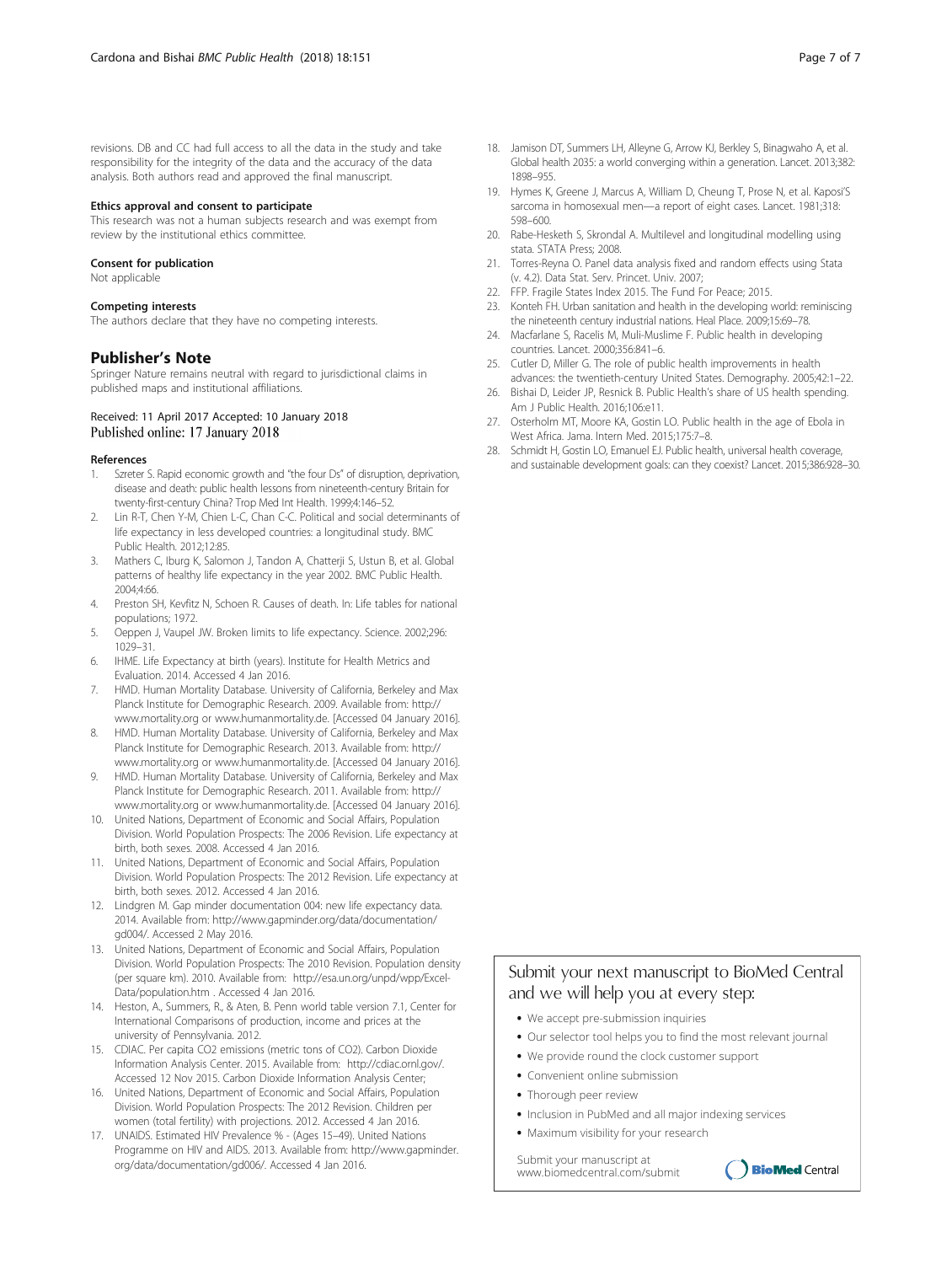revisions. DB and CC had full access to all the data in the study and take responsibility for the integrity of the data and the accuracy of the data analysis. Both authors read and approved the final manuscript.

#### Ethics approval and consent to participate
This research was not a human subjects research and was exempt from review by the institutional ethics committee.

#### Consent for publication
Not applicable

#### Competing interests
The authors declare that they have no competing interests.

## Publisher's Note
Springer Nature remains neutral with regard to jurisdictional claims in published maps and institutional affiliations.

Received: 11 April 2017 Accepted: 10 January 2018
Published online: 17 January 2018

#### References
1. Szreter S. Rapid economic growth and "the four Ds" of disruption, deprivation, disease and death: public health lessons from nineteenth-century Britain for twenty-first-century China? Trop Med Int Health. 1999;4:146–52.
2. Lin R-T, Chen Y-M, Chien L-C, Chan C-C. Political and social determinants of life expectancy in less developed countries: a longitudinal study. BMC Public Health. 2012;12:85.
3. Mathers C, Iburg K, Salomon J, Tandon A, Chatterji S, Ustun B, et al. Global patterns of healthy life expectancy in the year 2002. BMC Public Health. 2004;4:66.
4. Preston SH, Kevfitz N, Schoen R. Causes of death. In: Life tables for national populations; 1972.
5. Oeppen J, Vaupel JW. Broken limits to life expectancy. Science. 2002;296: 1029–31.
6. IHME. Life Expectancy at birth (years). Institute for Health Metrics and Evaluation. 2014. Accessed 4 Jan 2016.
7. HMD. Human Mortality Database. University of California, Berkeley and Max Planck Institute for Demographic Research. 2009. Available from: http://www.mortality.org or www.humanmortality.de. [Accessed 04 January 2016].
8. HMD. Human Mortality Database. University of California, Berkeley and Max Planck Institute for Demographic Research. 2013. Available from: http://www.mortality.org or www.humanmortality.de. [Accessed 04 January 2016].
9. HMD. Human Mortality Database. University of California, Berkeley and Max Planck Institute for Demographic Research. 2011. Available from: http://www.mortality.org or www.humanmortality.de. [Accessed 04 January 2016].
10. United Nations, Department of Economic and Social Affairs, Population Division. World Population Prospects: The 2006 Revision. Life expectancy at birth, both sexes. 2008. Accessed 4 Jan 2016.
11. United Nations, Department of Economic and Social Affairs, Population Division. World Population Prospects: The 2012 Revision. Life expectancy at birth, both sexes. 2012. Accessed 4 Jan 2016.
12. Lindgren M. Gap minder documentation 004: new life expectancy data. 2014. Available from: http://www.gapminder.org/data/documentation/gd004/. Accessed 2 May 2016.
13. United Nations, Department of Economic and Social Affairs, Population Division. World Population Prospects: The 2010 Revision. Population density (per square km). 2010. Available from: http://esa.un.org/unpd/wpp/Excel-Data/population.htm . Accessed 4 Jan 2016.
14. Heston, A., Summers, R., & Aten, B. Penn world table version 7.1, Center for International Comparisons of production, income and prices at the university of Pennsylvania. 2012.
15. CDIAC. Per capita CO2 emissions (metric tons of CO2). Carbon Dioxide Information Analysis Center. 2015. Available from: http://cdiac.ornl.gov/. Accessed 12 Nov 2015. Carbon Dioxide Information Analysis Center;
16. United Nations, Department of Economic and Social Affairs, Population Division. World Population Prospects: The 2012 Revision. Children per women (total fertility) with projections. 2012. Accessed 4 Jan 2016.
17. UNAIDS. Estimated HIV Prevalence % - (Ages 15–49). United Nations Programme on HIV and AIDS. 2013. Available from: http://www.gapminder.org/data/documentation/gd006/. Accessed 4 Jan 2016.
18. Jamison DT, Summers LH, Alleyne G, Arrow KJ, Berkley S, Binagwaho A, et al. Global health 2035: a world converging within a generation. Lancet. 2013;382: 1898–955.
19. Hymes K, Greene J, Marcus A, William D, Cheung T, Prose N, et al. Kaposi'S sarcoma in homosexual men—a report of eight cases. Lancet. 1981;318: 598–600.
20. Rabe-Hesketh S, Skrondal A. Multilevel and longitudinal modelling using stata. STATA Press; 2008.
21. Torres-Reyna O. Panel data analysis fixed and random effects using Stata (v. 4.2). Data Stat. Serv. Princet. Univ. 2007;
22. FFP. Fragile States Index 2015. The Fund For Peace; 2015.
23. Konteh FH. Urban sanitation and health in the developing world: reminiscing the nineteenth century industrial nations. Heal Place. 2009;15:69–78.
24. Macfarlane S, Racelis M, Muli-Muslime F. Public health in developing countries. Lancet. 2000;356:841–6.
25. Cutler D, Miller G. The role of public health improvements in health advances: the twentieth-century United States. Demography. 2005;42:1–22.
26. Bishai D, Leider JP, Resnick B. Public Health's share of US health spending. Am J Public Health. 2016;106:e11.
27. Osterholm MT, Moore KA, Gostin LO. Public health in the age of Ebola in West Africa. Jama. Intern Med. 2015;175:7–8.
28. Schmidt H, Gostin LO, Emanuel EJ. Public health, universal health coverage, and sustainable development goals: can they coexist? Lancet. 2015;386:928–30.

Submit your next manuscript to BioMed Central and we will help you at every step:

- We accept pre-submission inquiries
- Our selector tool helps you to find the most relevant journal
- We provide round the clock customer support
- Convenient online submission
- Thorough peer review
- Inclusion in PubMed and all major indexing services
- Maximum visibility for your research

Submit your manuscript at
www.biomedcentral.com/submit

BioMed Central